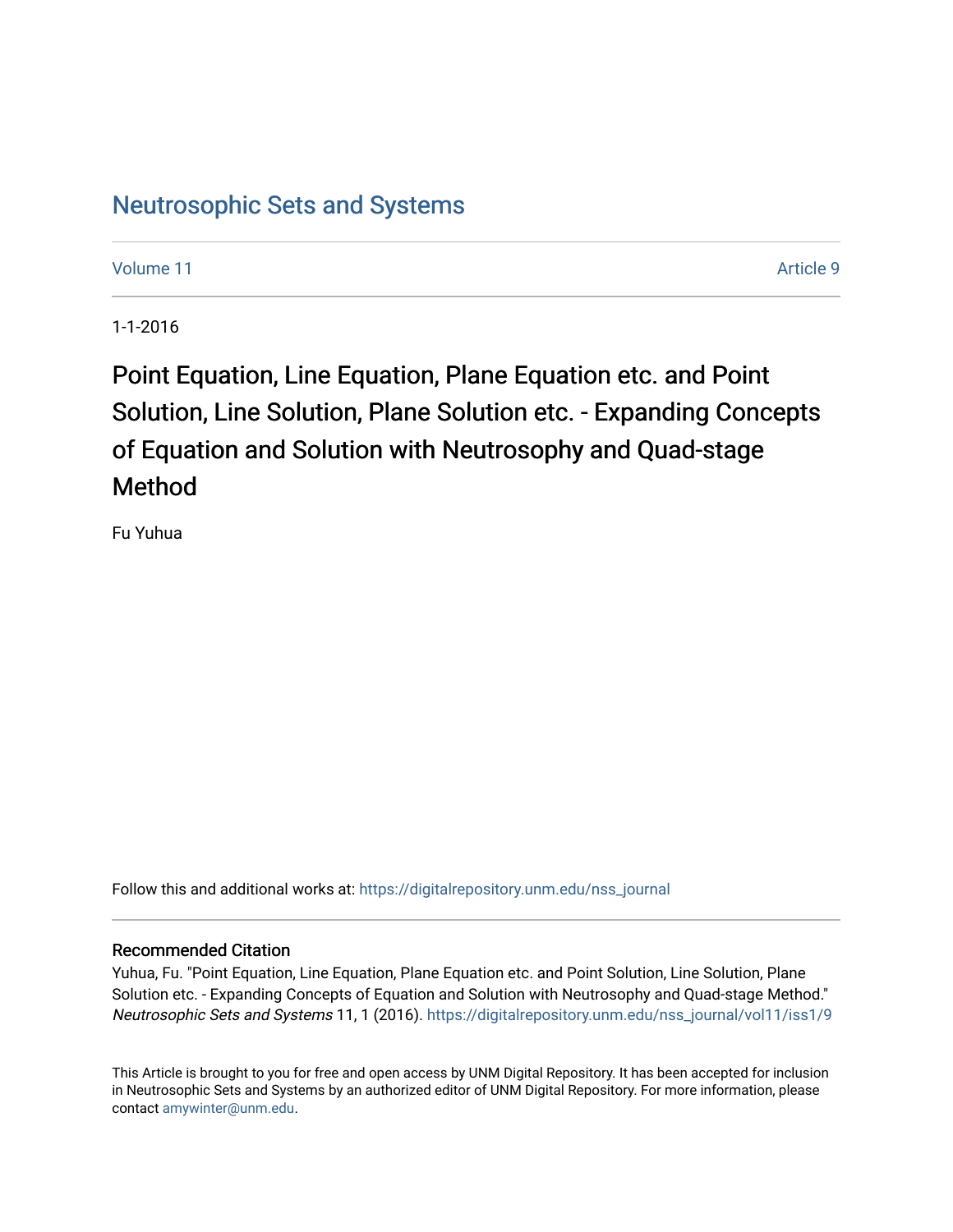# Neutrosophic Sets and Systems

Volume 11 | Article 9

1-1-2016

## Point Equation, Line Equation, Plane Equation etc. and Point Solution, Line Solution, Plane Solution etc. - Expanding Concepts of Equation and Solution with Neutrosophy and Quad-stage Method

Fu Yuhua

Follow this and additional works at: https://digitalrepository.unm.edu/nss_journal

### Recommended Citation

Yuhua, Fu. "Point Equation, Line Equation, Plane Equation etc. and Point Solution, Line Solution, Plane Solution etc. - Expanding Concepts of Equation and Solution with Neutrosophy and Quad-stage Method." *Neutrosophic Sets and Systems* 11, 1 (2016). https://digitalrepository.unm.edu/nss_journal/vol11/iss1/9

This Article is brought to you for free and open access by UNM Digital Repository. It has been accepted for inclusion in Neutrosophic Sets and Systems by an authorized editor of UNM Digital Repository. For more information, please contact amywinter@unm.edu.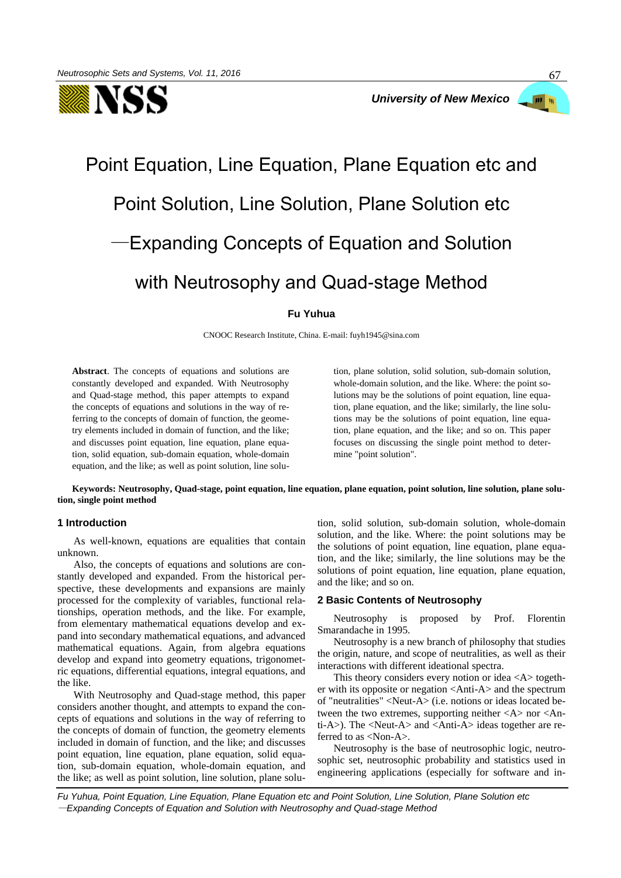# Point Equation, Line Equation, Plane Equation etc and Point Solution, Line Solution, Plane Solution etc —Expanding Concepts of Equation and Solution with Neutrosophy and Quad-stage Method

**Fu Yuhua**

CNOOC Research Institute, China. E-mail: fuyh1945@sina.com

**Abstract**. The concepts of equations and solutions are constantly developed and expanded. With Neutrosophy and Quad-stage method, this paper attempts to expand the concepts of equations and solutions in the way of referring to the concepts of domain of function, the geometry elements included in domain of function, and the like; and discusses point equation, line equation, plane equation, solid equation, sub-domain equation, whole-domain equation, and the like; as well as point solution, line solution, plane solution, solid solution, sub-domain solution, whole-domain solution, and the like. Where: the point solutions may be the solutions of point equation, line equation, plane equation, and the like; similarly, the line solutions may be the solutions of point equation, line equation, plane equation, and the like; and so on. This paper focuses on discussing the single point method to determine "point solution".

**Keywords: Neutrosophy, Quad-stage, point equation, line equation, plane equation, point solution, line solution, plane solution, single point method**

## 1 Introduction

As well-known, equations are equalities that contain unknown.

Also, the concepts of equations and solutions are constantly developed and expanded. From the historical perspective, these developments and expansions are mainly processed for the complexity of variables, functional relationships, operation methods, and the like. For example, from elementary mathematical equations develop and expand into secondary mathematical equations, and advanced mathematical equations. Again, from algebra equations develop and expand into geometry equations, trigonometric equations, differential equations, integral equations, and the like.

With Neutrosophy and Quad-stage method, this paper considers another thought, and attempts to expand the concepts of equations and solutions in the way of referring to the concepts of domain of function, the geometry elements included in domain of function, and the like; and discusses point equation, line equation, plane equation, solid equation, sub-domain equation, whole-domain equation, and the like; as well as point solution, line solution, plane solution, solid solution, sub-domain solution, whole-domain solution, and the like. Where: the point solutions may be the solutions of point equation, line equation, plane equation, and the like; similarly, the line solutions may be the solutions of point equation, line equation, plane equation, and the like; and so on.

## 2 Basic Contents of Neutrosophy

Neutrosophy is proposed by Prof. Florentin Smarandache in 1995.

Neutrosophy is a new branch of philosophy that studies the origin, nature, and scope of neutralities, as well as their interactions with different ideational spectra.

This theory considers every notion or idea <A> together with its opposite or negation <Anti-A> and the spectrum of "neutralities" <Neut-A> (i.e. notions or ideas located between the two extremes, supporting neither <A> nor <Anti-A>). The <Neut-A> and <Anti-A> ideas together are referred to as <Non-A>.

Neutrosophy is the base of neutrosophic logic, neutrosophic set, neutrosophic probability and statistics used in engineering applications (especially for software and in-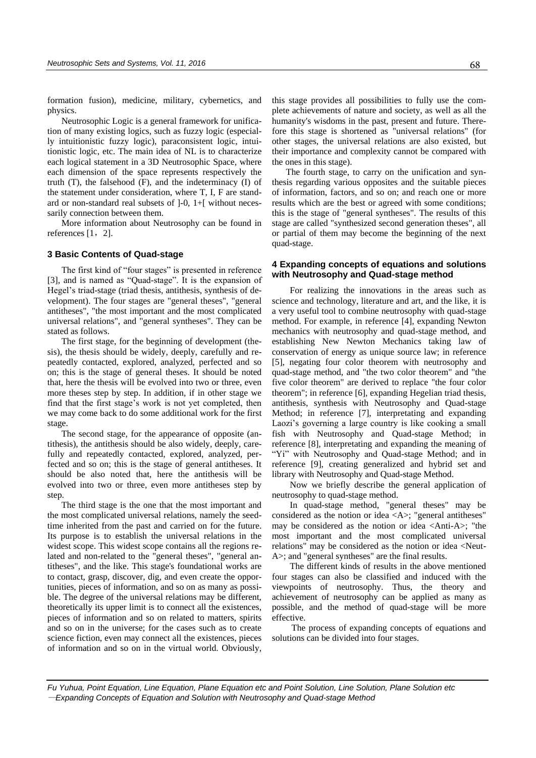formation fusion), medicine, military, cybernetics, and physics.

Neutrosophic Logic is a general framework for unification of many existing logics, such as fuzzy logic (especially intuitionistic fuzzy logic), paraconsistent logic, intuitionistic logic, etc. The main idea of NL is to characterize each logical statement in a 3D Neutrosophic Space, where each dimension of the space represents respectively the truth (T), the falsehood (F), and the indeterminacy (I) of the statement under consideration, where T, I, F are standard or non-standard real subsets of ]-0, 1+[ without necessarily connection between them.

More information about Neutrosophy can be found in references [1，2].

### 3 Basic Contents of Quad-stage

The first kind of "four stages" is presented in reference [3], and is named as "Quad-stage". It is the expansion of Hegel's triad-stage (triad thesis, antithesis, synthesis of development). The four stages are "general theses", "general antitheses", "the most important and the most complicated universal relations", and "general syntheses". They can be stated as follows.

The first stage, for the beginning of development (thesis), the thesis should be widely, deeply, carefully and repeatedly contacted, explored, analyzed, perfected and so on; this is the stage of general theses. It should be noted that, here the thesis will be evolved into two or three, even more theses step by step. In addition, if in other stage we find that the first stage's work is not yet completed, then we may come back to do some additional work for the first stage.

The second stage, for the appearance of opposite (antithesis), the antithesis should be also widely, deeply, carefully and repeatedly contacted, explored, analyzed, perfected and so on; this is the stage of general antitheses. It should be also noted that, here the antithesis will be evolved into two or three, even more antitheses step by step.

The third stage is the one that the most important and the most complicated universal relations, namely the seedtime inherited from the past and carried on for the future. Its purpose is to establish the universal relations in the widest scope. This widest scope contains all the regions related and non-related to the "general theses", "general antitheses", and the like. This stage's foundational works are to contact, grasp, discover, dig, and even create the opportunities, pieces of information, and so on as many as possible. The degree of the universal relations may be different, theoretically its upper limit is to connect all the existences, pieces of information and so on related to matters, spirits and so on in the universe; for the cases such as to create science fiction, even may connect all the existences, pieces of information and so on in the virtual world. Obviously, this stage provides all possibilities to fully use the complete achievements of nature and society, as well as all the humanity's wisdoms in the past, present and future. Therefore this stage is shortened as "universal relations" (for other stages, the universal relations are also existed, but their importance and complexity cannot be compared with the ones in this stage).

The fourth stage, to carry on the unification and synthesis regarding various opposites and the suitable pieces of information, factors, and so on; and reach one or more results which are the best or agreed with some conditions; this is the stage of "general syntheses". The results of this stage are called "synthesized second generation theses", all or partial of them may become the beginning of the next quad-stage.

### 4 Expanding concepts of equations and solutions with Neutrosophy and Quad-stage method

For realizing the innovations in the areas such as science and technology, literature and art, and the like, it is a very useful tool to combine neutrosophy with quad-stage method. For example, in reference [4], expanding Newton mechanics with neutrosophy and quad-stage method, and establishing New Newton Mechanics taking law of conservation of energy as unique source law; in reference [5], negating four color theorem with neutrosophy and quad-stage method, and "the two color theorem" and "the five color theorem" are derived to replace "the four color theorem"; in reference [6], expanding Hegelian triad thesis, antithesis, synthesis with Neutrosophy and Quad-stage Method; in reference [7], interpreting and expanding Laozi's governing a large country is like cooking a small fish with Neutrosophy and Quad-stage Method; in reference [8], interpreting and expanding the meaning of "Yi" with Neutrosophy and Quad-stage Method; and in reference [9], creating generalized and hybrid set and library with Neutrosophy and Quad-stage Method.

Now we briefly describe the general application of neutrosophy to quad-stage method.

In quad-stage method, "general theses" may be considered as the notion or idea <A>; "general antitheses" may be considered as the notion or idea <Anti-A>; "the most important and the most complicated universal relations" may be considered as the notion or idea <Neut-A>; and "general syntheses" are the final results.

The different kinds of results in the above mentioned four stages can also be classified and induced with the viewpoints of neutrosophy. Thus, the theory and achievement of neutrosophy can be applied as many as possible, and the method of quad-stage will be more effective.

The process of expanding concepts of equations and solutions can be divided into four stages.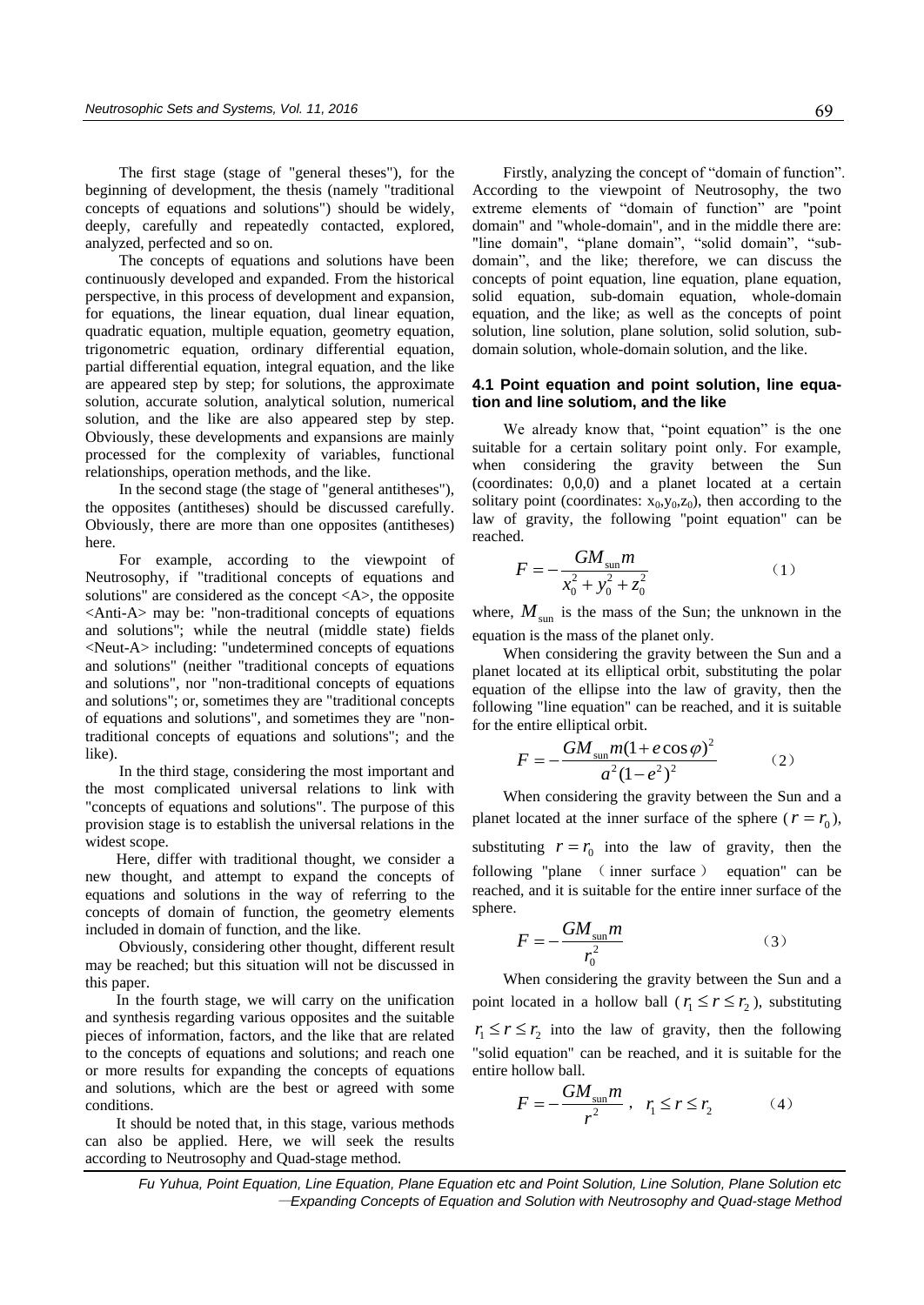The first stage (stage of "general theses"), for the beginning of development, the thesis (namely "traditional concepts of equations and solutions") should be widely, deeply, carefully and repeatedly contacted, explored, analyzed, perfected and so on.

The concepts of equations and solutions have been continuously developed and expanded. From the historical perspective, in this process of development and expansion, for equations, the linear equation, dual linear equation, quadratic equation, multiple equation, geometry equation, trigonometric equation, ordinary differential equation, partial differential equation, integral equation, and the like are appeared step by step; for solutions, the approximate solution, accurate solution, analytical solution, numerical solution, and the like are also appeared step by step. Obviously, these developments and expansions are mainly processed for the complexity of variables, functional relationships, operation methods, and the like.

In the second stage (the stage of "general antitheses"), the opposites (antitheses) should be discussed carefully. Obviously, there are more than one opposites (antitheses) here.

For example, according to the viewpoint of Neutrosophy, if "traditional concepts of equations and solutions" are considered as the concept <A>, the opposite <Anti-A> may be: "non-traditional concepts of equations and solutions"; while the neutral (middle state) fields <Neut-A> including: "undetermined concepts of equations and solutions" (neither "traditional concepts of equations and solutions", nor "non-traditional concepts of equations and solutions"; or, sometimes they are "traditional concepts of equations and solutions", and sometimes they are "non-traditional concepts of equations and solutions"; and the like).

In the third stage, considering the most important and the most complicated universal relations to link with "concepts of equations and solutions". The purpose of this provision stage is to establish the universal relations in the widest scope.

Here, differ with traditional thought, we consider a new thought, and attempt to expand the concepts of equations and solutions in the way of referring to the concepts of domain of function, the geometry elements included in domain of function, and the like.

Obviously, considering other thought, different result may be reached; but this situation will not be discussed in this paper.

In the fourth stage, we will carry on the unification and synthesis regarding various opposites and the suitable pieces of information, factors, and the like that are related to the concepts of equations and solutions; and reach one or more results for expanding the concepts of equations and solutions, which are the best or agreed with some conditions.

It should be noted that, in this stage, various methods can also be applied. Here, we will seek the results according to Neutrosophy and Quad-stage method.

Firstly, analyzing the concept of "domain of function". According to the viewpoint of Neutrosophy, the two extreme elements of "domain of function" are "point domain" and "whole-domain", and in the middle there are: "line domain", "plane domain", "solid domain", "sub-domain", and the like; therefore, we can discuss the concepts of point equation, line equation, plane equation, solid equation, sub-domain equation, whole-domain equation, and the like; as well as the concepts of point solution, line solution, plane solution, solid solution, sub-domain solution, whole-domain solution, and the like.

### 4.1 Point equation and point solution, line equation and line solutiom, and the like

We already know that, "point equation" is the one suitable for a certain solitary point only. For example, when considering the gravity between the Sun (coordinates: 0,0,0) and a planet located at a certain solitary point (coordinates: $x_0,y_0,z_0$), then according to the law of gravity, the following "point equation" can be reached.

$$F = -\frac{GM_{\text{sun}}m}{x_0^2 + y_0^2 + z_0^2} \tag{1}$$

where, $M_{\text{sun}}$ is the mass of the Sun; the unknown in the equation is the mass of the planet only.

When considering the gravity between the Sun and a planet located at its elliptical orbit, substituting the polar equation of the ellipse into the law of gravity, then the following "line equation" can be reached, and it is suitable for the entire elliptical orbit.

$$F = -\frac{GM_{\text{sun}}m(1 + e\cos\varphi)^2}{a^2(1-e^2)^2} \tag{2}$$

When considering the gravity between the Sun and a planet located at the inner surface of the sphere ($r = r_0$), substituting $r = r_0$ into the law of gravity, then the following "plane (inner surface) equation" can be reached, and it is suitable for the entire inner surface of the sphere.

$$F = -\frac{GM_{\text{sun}}m}{r_0^2} \tag{3}$$

When considering the gravity between the Sun and a point located in a hollow ball ($r_1 \le r \le r_2$), substituting $r_1 \le r \le r_2$ into the law of gravity, then the following "solid equation" can be reached, and it is suitable for the entire hollow ball.

$$F = -\frac{GM_{\text{sun}}m}{r^2}, \quad r_1 \le r \le r_2 \tag{4}$$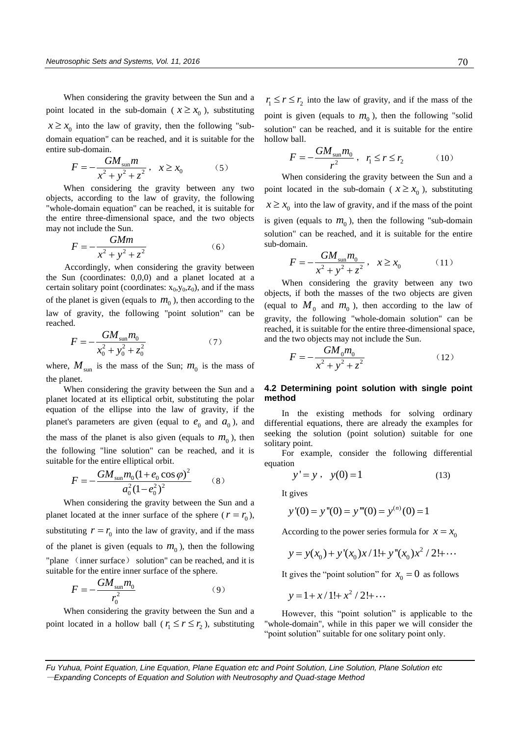When considering the gravity between the Sun and a point located in the sub-domain ( $x \ge x_0$ ), substituting $x \ge x_0$ into the law of gravity, then the following "sub-domain equation" can be reached, and it is suitable for the entire sub-domain.

$$F = -\frac{GM_{\text{sun}}m}{x^2 + y^2 + z^2}\,,\quad x \ge x_0 \qquad (5)$$

When considering the gravity between any two objects, according to the law of gravity, the following "whole-domain equation" can be reached, it is suitable for the entire three-dimensional space, and the two objects may not include the Sun.

$$F = -\frac{GMm}{x^2 + y^2 + z^2} \qquad (6)$$

Accordingly, when considering the gravity between the Sun (coordinates: 0,0,0) and a planet located at a certain solitary point (coordinates: $x_0$,$y_0$,$z_0$), and if the mass of the planet is given (equals to $m_0$ ), then according to the law of gravity, the following "point solution" can be reached.

$$F = -\frac{GM_{\text{sun}}m_0}{x_0^2 + y_0^2 + z_0^2} \qquad (7)$$

where, $M_{\text{sun}}$ is the mass of the Sun; $m_0$ is the mass of the planet.

When considering the gravity between the Sun and a planet located at its elliptical orbit, substituting the polar equation of the ellipse into the law of gravity, if the planet's parameters are given (equal to $e_0$ and $a_0$ ), and the mass of the planet is also given (equals to $m_0$ ), then the following "line solution" can be reached, and it is suitable for the entire elliptical orbit.

$$F = -\frac{GM_{\text{sun}}m_0(1 + e_0\cos\varphi)^2}{a_0^2(1 - e_0^2)^2} \qquad (8)$$

When considering the gravity between the Sun and a planet located at the inner surface of the sphere ( $r = r_0$ ), substituting $r = r_0$ into the law of gravity, and if the mass of the planet is given (equals to $m_0$ ), then the following "plane（inner surface） solution" can be reached, and it is suitable for the entire inner surface of the sphere.

$$F = -\frac{GM_{\text{sun}}m_0}{r_0^2} \qquad (9)$$

When considering the gravity between the Sun and a point located in a hollow ball ( $r_1 \le r \le r_2$ ), substituting $r_1 \le r \le r_2$ into the law of gravity, and if the mass of the point is given (equals to $m_0$ ), then the following "solid solution" can be reached, and it is suitable for the entire hollow ball.

$$F = -\frac{GM_{\text{sun}}m_0}{r^2}\,,\quad r_1 \le r \le r_2 \qquad (10)$$

When considering the gravity between the Sun and a point located in the sub-domain ( $x \ge x_0$ ), substituting $x \ge x_0$ into the law of gravity, and if the mass of the point is given (equals to $m_0$ ), then the following "sub-domain solution" can be reached, and it is suitable for the entire sub-domain.

$$F = -\frac{GM_{\text{sun}}m_0}{x^2 + y^2 + z^2}\,,\quad x \ge x_0 \qquad (11)$$

When considering the gravity between any two objects, if both the masses of the two objects are given (equal to $M_0$ and $m_0$ ), then according to the law of gravity, the following "whole-domain solution" can be reached, it is suitable for the entire three-dimensional space, and the two objects may not include the Sun.

$$F = -\frac{GM_0 m_0}{x^2 + y^2 + z^2} \qquad (12)$$

### 4.2 Determining point solution with single point method

In the existing methods for solving ordinary differential equations, there are already the examples for seeking the solution (point solution) suitable for one solitary point.

For example, consider the following differential equation

$$y' = y\,,\quad y(0) = 1 \qquad (13)$$

It gives

$$y'(0) = y''(0) = y'''(0) = y^{(n)}(0) = 1$$

According to the power series formula for $x = x_0$

$$y = y(x_0) + y'(x_0)x/1! + y''(x_0)x^2/2! + \cdots$$

It gives the "point solution" for $x_0 = 0$ as follows

$$y = 1 + x/1! + x^2/2! + \cdots$$

However, this "point solution" is applicable to the "whole-domain", while in this paper we will consider the "point solution" suitable for one solitary point only.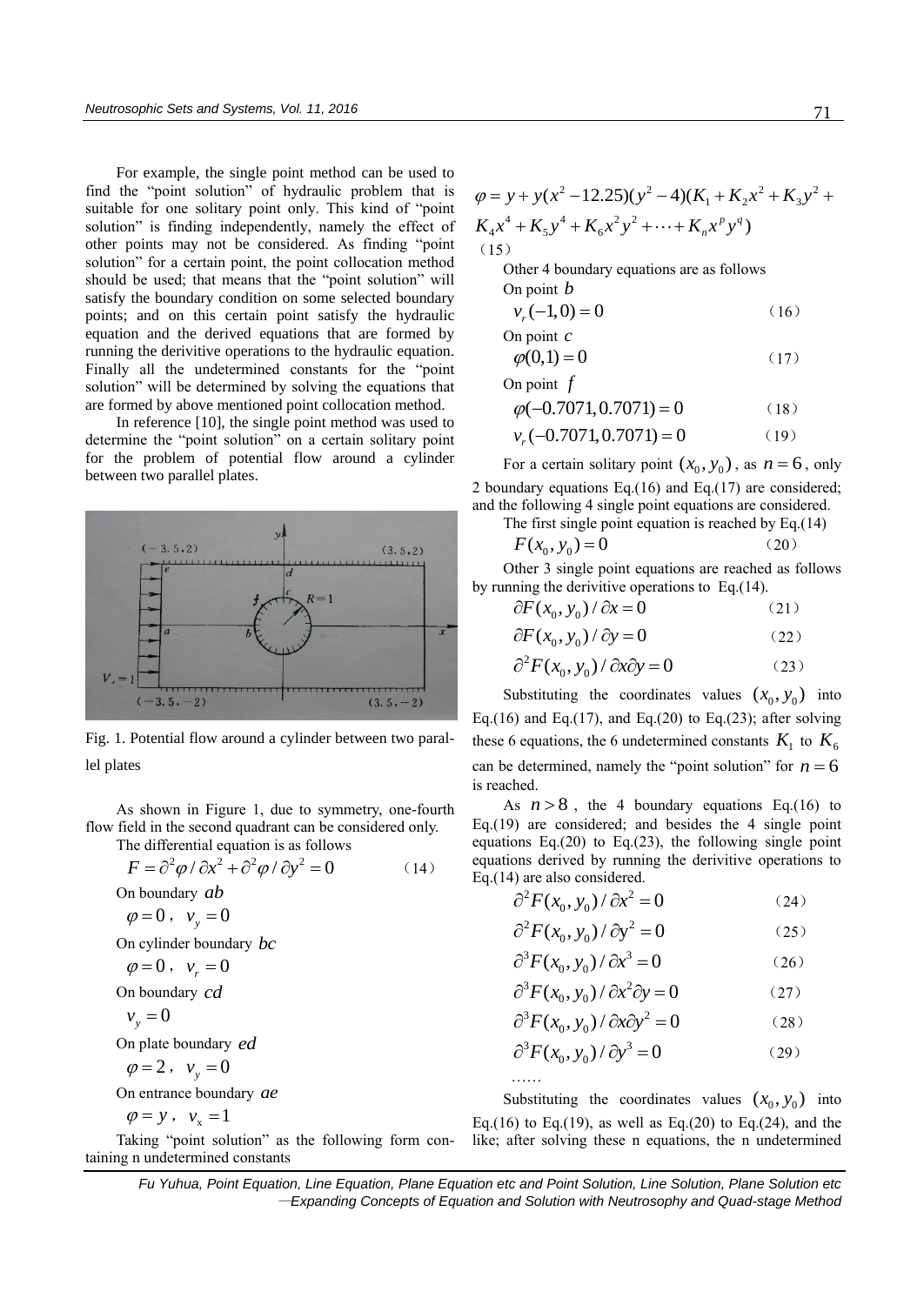For example, the single point method can be used to find the "point solution" of hydraulic problem that is suitable for one solitary point only. This kind of "point solution" is finding independently, namely the effect of other points may not be considered. As finding "point solution" for a certain point, the point collocation method should be used; that means that the "point solution" will satisfy the boundary condition on some selected boundary points; and on this certain point satisfy the hydraulic equation and the derived equations that are formed by running the derivitive operations to the hydraulic equation. Finally all the undetermined constants for the "point solution" will be determined by solving the equations that are formed by above mentioned point collocation method.

In reference [10], the single point method was used to determine the "point solution" on a certain solitary point for the problem of potential flow around a cylinder between two parallel plates.

Fig. 1. Potential flow around a cylinder between two parallel plates

As shown in Figure 1, due to symmetry, one-fourth flow field in the second quadrant can be considered only.

The differential equation is as follows

$$F = \partial^2\varphi / \partial x^2 + \partial^2\varphi / \partial y^2 = 0 \qquad (14)$$

On boundary $ab$

$\varphi = 0$ , $v_y = 0$

On cylinder boundary $bc$

$\varphi = 0$ , $v_r = 0$

On boundary $cd$

$v_y = 0$

On plate boundary $ed$

$\varphi = 2$ , $v_y = 0$

On entrance boundary $ae$

$\varphi = y$ , $v_x = 1$

Taking "point solution" as the following form containing n undetermined constants

$$\varphi = y + y(x^2 - 12.25)(y^2 - 4)(K_1 + K_2x^2 + K_3y^2 + K_4x^4 + K_5y^4 + K_6x^2y^2 + \cdots + K_nx^py^q) \qquad (15)$$

Other 4 boundary equations are as follows

On point $b$

$$v_r(-1,0) = 0 \qquad (16)$$

On point $c$

$$\varphi(0,1) = 0 \qquad (17)$$

On point $f$

$$\varphi(-0.7071, 0.7071) = 0 \qquad (18)$$

$$v_r(-0.7071, 0.7071) = 0 \qquad (19)$$

For a certain solitary point $(x_0, y_0)$, as $n = 6$, only 2 boundary equations Eq.(16) and Eq.(17) are considered; and the following 4 single point equations are considered.

The first single point equation is reached by Eq.(14)

$$F(x_0, y_0) = 0 \qquad (20)$$

Other 3 single point equations are reached as follows by running the derivitive operations to Eq.(14).

$$\partial F(x_0, y_0) / \partial x = 0 \qquad (21)$$

$$\partial F(x_0, y_0) / \partial y = 0 \qquad (22)$$

$$\partial^2 F(x_0, y_0) / \partial x \partial y = 0 \qquad (23)$$

Substituting the coordinates values $(x_0, y_0)$ into Eq.(16) and Eq.(17), and Eq.(20) to Eq.(23); after solving these 6 equations, the 6 undetermined constants $K_1$ to $K_6$ can be determined, namely the "point solution" for $n = 6$ is reached.

As $n > 8$, the 4 boundary equations Eq.(16) to Eq.(19) are considered; and besides the 4 single point equations Eq.(20) to Eq.(23), the following single point equations derived by running the derivitive operations to Eq.(14) are also considered.

$$\partial^2 F(x_0, y_0) / \partial x^2 = 0 \qquad (24)$$

$$\partial^2 F(x_0, y_0) / \partial y^2 = 0 \qquad (25)$$

$$\partial^3 F(x_0, y_0) / \partial x^3 = 0 \qquad (26)$$

$$\partial^3 F(x_0, y_0) / \partial x^2 \partial y = 0 \qquad (27)$$

$$\partial^3 F(x_0, y_0) / \partial x \partial y^2 = 0 \qquad (28)$$

$$\partial^3 F(x_0, y_0) / \partial y^3 = 0 \qquad (29)$$

……

Substituting the coordinates values $(x_0, y_0)$ into Eq.(16) to Eq.(19), as well as Eq.(20) to Eq.(24), and the like; after solving these n equations, the n undetermined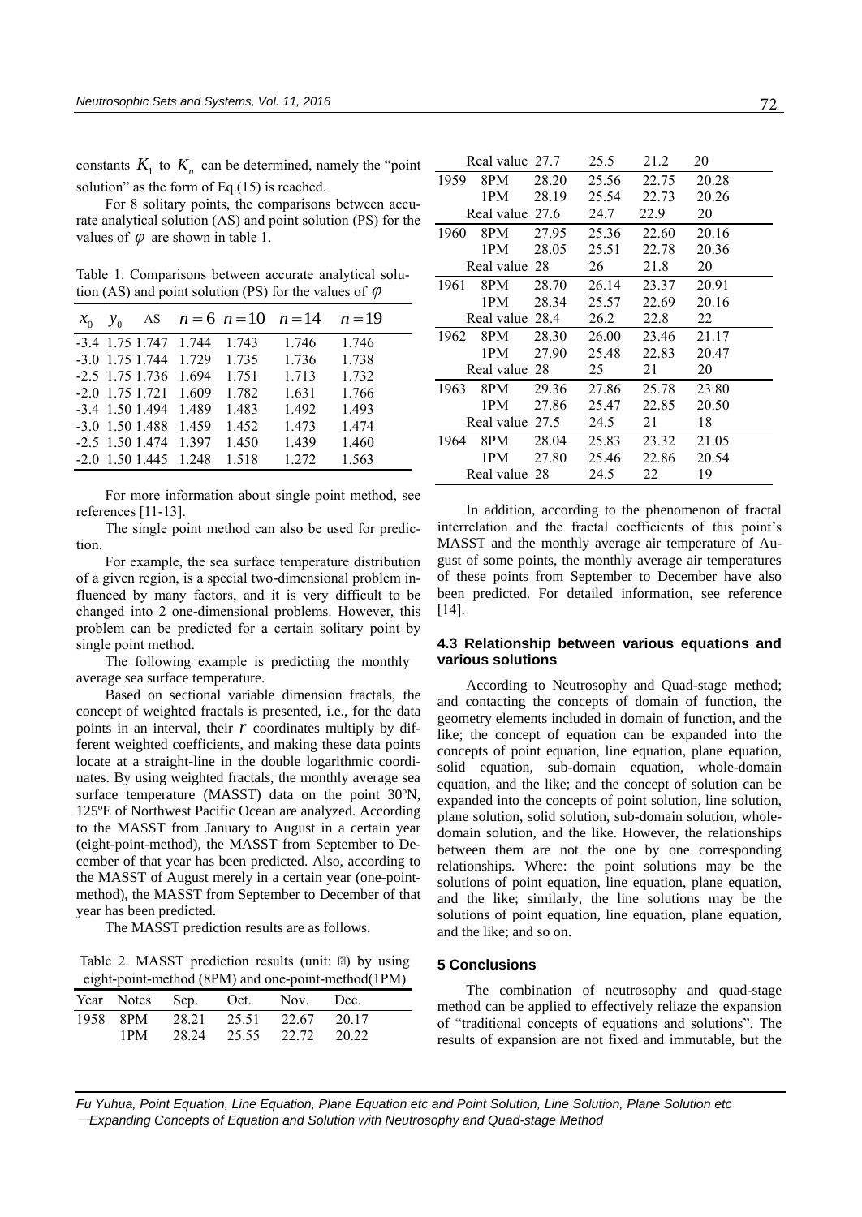constants $K_1$ to $K_n$ can be determined, namely the "point solution" as the form of Eq.(15) is reached.

For 8 solitary points, the comparisons between accurate analytical solution (AS) and point solution (PS) for the values of $\varphi$ are shown in table 1.

Table 1. Comparisons between accurate analytical solution (AS) and point solution (PS) for the values of $\varphi$

| $x_0$ | $y_0$ | AS | $n=6$ | $n=10$ | $n=14$ | $n=19$ |
|---|---|---|---|---|---|---|
| -3.4 | 1.75 | 1.747 | 1.744 | 1.743 | 1.746 | 1.746 |
| -3.0 | 1.75 | 1.744 | 1.729 | 1.735 | 1.736 | 1.738 |
| -2.5 | 1.75 | 1.736 | 1.694 | 1.751 | 1.713 | 1.732 |
| -2.0 | 1.75 | 1.721 | 1.609 | 1.782 | 1.631 | 1.766 |
| -3.4 | 1.50 | 1.494 | 1.489 | 1.483 | 1.492 | 1.493 |
| -3.0 | 1.50 | 1.488 | 1.459 | 1.452 | 1.473 | 1.474 |
| -2.5 | 1.50 | 1.474 | 1.397 | 1.450 | 1.439 | 1.460 |
| -2.0 | 1.50 | 1.445 | 1.248 | 1.518 | 1.272 | 1.563 |

For more information about single point method, see references [11-13].

The single point method can also be used for prediction.

For example, the sea surface temperature distribution of a given region, is a special two-dimensional problem influenced by many factors, and it is very difficult to be changed into 2 one-dimensional problems. However, this problem can be predicted for a certain solitary point by single point method.

The following example is predicting the monthly average sea surface temperature.

Based on sectional variable dimension fractals, the concept of weighted fractals is presented, i.e., for the data points in an interval, their $r$ coordinates multiply by different weighted coefficients, and making these data points locate at a straight-line in the double logarithmic coordinates. By using weighted fractals, the monthly average sea surface temperature (MASST) data on the point 30ºN, 125ºE of Northwest Pacific Ocean are analyzed. According to the MASST from January to August in a certain year (eight-point-method), the MASST from September to December of that year has been predicted. Also, according to the MASST of August merely in a certain year (one-point-method), the MASST from September to December of that year has been predicted.

The MASST prediction results are as follows.

Table 2. MASST prediction results (unit: ℃) by using eight-point-method (8PM) and one-point-method(1PM)

| Year | Notes | Sep. | Oct. | Nov. | Dec. |
|---|---|---|---|---|---|
| 1958 | 8PM | 28.21 | 25.51 | 22.67 | 20.17 |
| | 1PM | 28.24 | 25.55 | 22.72 | 20.22 |
| | Real value | 27.7 | 25.5 | 21.2 | 20 |
| 1959 | 8PM | 28.20 | 25.56 | 22.75 | 20.28 |
| | 1PM | 28.19 | 25.54 | 22.73 | 20.26 |
| | Real value | 27.6 | 24.7 | 22.9 | 20 |
| 1960 | 8PM | 27.95 | 25.36 | 22.60 | 20.16 |
| | 1PM | 28.05 | 25.51 | 22.78 | 20.36 |
| | Real value | 28 | 26 | 21.8 | 20 |
| 1961 | 8PM | 28.70 | 26.14 | 23.37 | 20.91 |
| | 1PM | 28.34 | 25.57 | 22.69 | 20.16 |
| | Real value | 28.4 | 26.2 | 22.8 | 22 |
| 1962 | 8PM | 28.30 | 26.00 | 23.46 | 21.17 |
| | 1PM | 27.90 | 25.48 | 22.83 | 20.47 |
| | Real value | 28 | 25 | 21 | 20 |
| 1963 | 8PM | 29.36 | 27.86 | 25.78 | 23.80 |
| | 1PM | 27.86 | 25.47 | 22.85 | 20.50 |
| | Real value | 27.5 | 24.5 | 21 | 18 |
| 1964 | 8PM | 28.04 | 25.83 | 23.32 | 21.05 |
| | 1PM | 27.80 | 25.46 | 22.86 | 20.54 |
| | Real value | 28 | 24.5 | 22 | 19 |

In addition, according to the phenomenon of fractal interrelation and the fractal coefficients of this point's MASST and the monthly average air temperature of August of some points, the monthly average air temperatures of these points from September to December have also been predicted. For detailed information, see reference [14].

### 4.3 Relationship between various equations and various solutions

According to Neutrosophy and Quad-stage method; and contacting the concepts of domain of function, the geometry elements included in domain of function, and the like; the concept of equation can be expanded into the concepts of point equation, line equation, plane equation, solid equation, sub-domain equation, whole-domain equation, and the like; and the concept of solution can be expanded into the concepts of point solution, line solution, plane solution, solid solution, sub-domain solution, whole-domain solution, and the like. However, the relationships between them are not the one by one corresponding relationships. Where: the point solutions may be the solutions of point equation, line equation, plane equation, and the like; similarly, the line solutions may be the solutions of point equation, line equation, plane equation, and the like; and so on.

## 5 Conclusions

The combination of neutrosophy and quad-stage method can be applied to effectively reliaze the expansion of "traditional concepts of equations and solutions". The results of expansion are not fixed and immutable, but the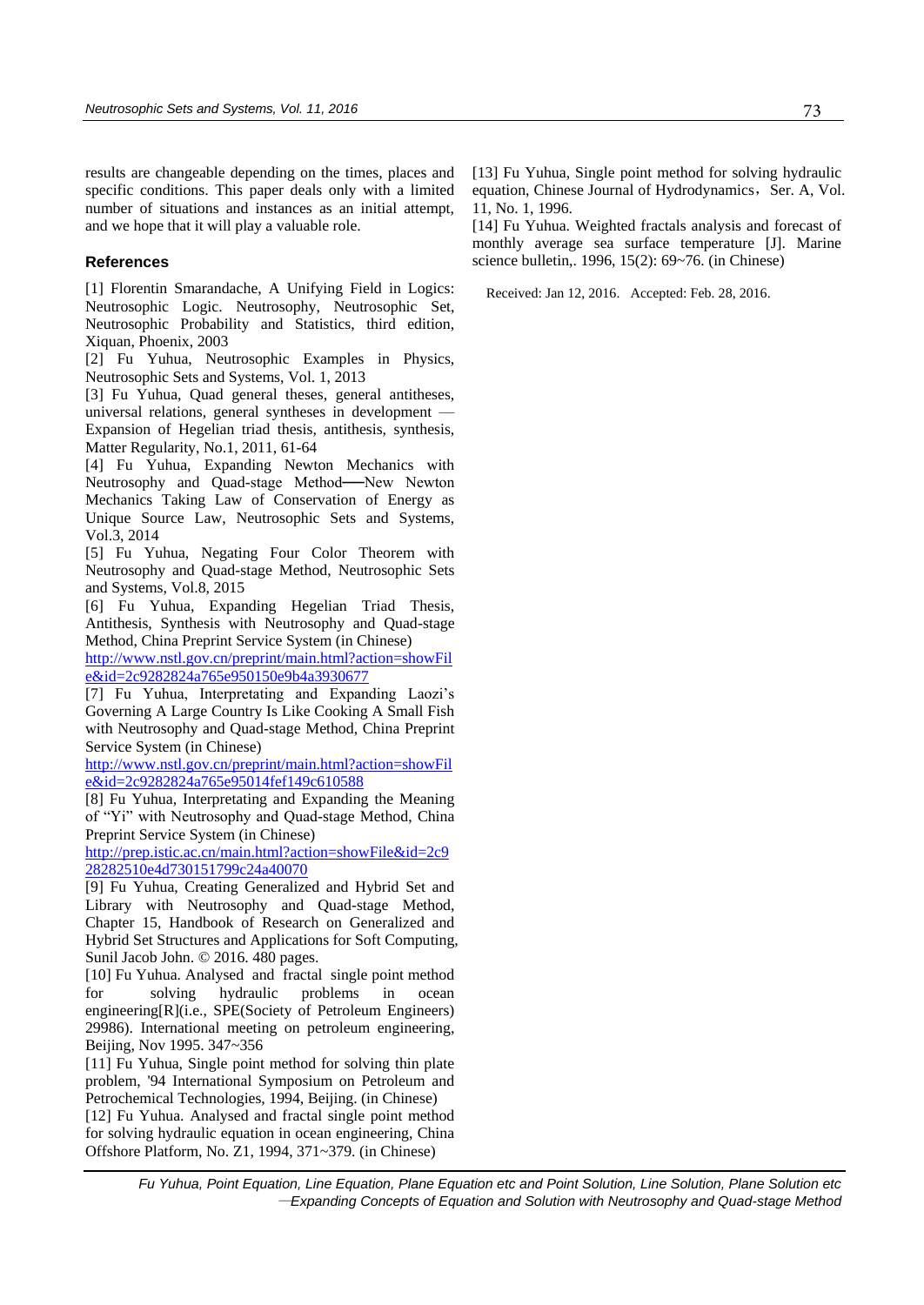results are changeable depending on the times, places and specific conditions. This paper deals only with a limited number of situations and instances as an initial attempt, and we hope that it will play a valuable role.

## References

[1] Florentin Smarandache, A Unifying Field in Logics: Neutrosophic Logic. Neutrosophy, Neutrosophic Set, Neutrosophic Probability and Statistics, third edition, Xiquan, Phoenix, 2003

[2] Fu Yuhua, Neutrosophic Examples in Physics, Neutrosophic Sets and Systems, Vol. 1, 2013

[3] Fu Yuhua, Quad general theses, general antitheses, universal relations, general syntheses in development — Expansion of Hegelian triad thesis, antithesis, synthesis, Matter Regularity, No.1, 2011, 61-64

[4] Fu Yuhua, Expanding Newton Mechanics with Neutrosophy and Quad-stage Method──New Newton Mechanics Taking Law of Conservation of Energy as Unique Source Law, Neutrosophic Sets and Systems, Vol.3, 2014

[5] Fu Yuhua, Negating Four Color Theorem with Neutrosophy and Quad-stage Method, Neutrosophic Sets and Systems, Vol.8, 2015

[6] Fu Yuhua, Expanding Hegelian Triad Thesis, Antithesis, Synthesis with Neutrosophy and Quad-stage Method, China Preprint Service System (in Chinese) http://www.nstl.gov.cn/preprint/main.html?action=showFile&id=2c9282824a765e950150e9b4a3930677

[7] Fu Yuhua, Interpreting and Expanding Laozi's Governing A Large Country Is Like Cooking A Small Fish with Neutrosophy and Quad-stage Method, China Preprint Service System (in Chinese) http://www.nstl.gov.cn/preprint/main.html?action=showFile&id=2c9282824a765e95014fef149c610588

[8] Fu Yuhua, Interpreting and Expanding the Meaning of "Yi" with Neutrosophy and Quad-stage Method, China Preprint Service System (in Chinese) http://prep.istic.ac.cn/main.html?action=showFile&id=2c928282510e4d730151799c24a40070

[9] Fu Yuhua, Creating Generalized and Hybrid Set and Library with Neutrosophy and Quad-stage Method, Chapter 15, Handbook of Research on Generalized and Hybrid Set Structures and Applications for Soft Computing, Sunil Jacob John. © 2016. 480 pages.

[10] Fu Yuhua. Analysed and fractal single point method for solving hydraulic problems in ocean engineering[R](i.e., SPE(Society of Petroleum Engineers) 29986). International meeting on petroleum engineering, Beijing, Nov 1995. 347~356

[11] Fu Yuhua, Single point method for solving thin plate problem, '94 International Symposium on Petroleum and Petrochemical Technologies, 1994, Beijing. (in Chinese)

[12] Fu Yuhua. Analysed and fractal single point method for solving hydraulic equation in ocean engineering, China Offshore Platform, No. Z1, 1994, 371~379. (in Chinese)

[13] Fu Yuhua, Single point method for solving hydraulic equation, Chinese Journal of Hydrodynamics，Ser. A, Vol. 11, No. 1, 1996.

[14] Fu Yuhua. Weighted fractals analysis and forecast of monthly average sea surface temperature [J]. Marine science bulletin,. 1996, 15(2): 69~76. (in Chinese)

Received: Jan 12, 2016. Accepted: Feb. 28, 2016.